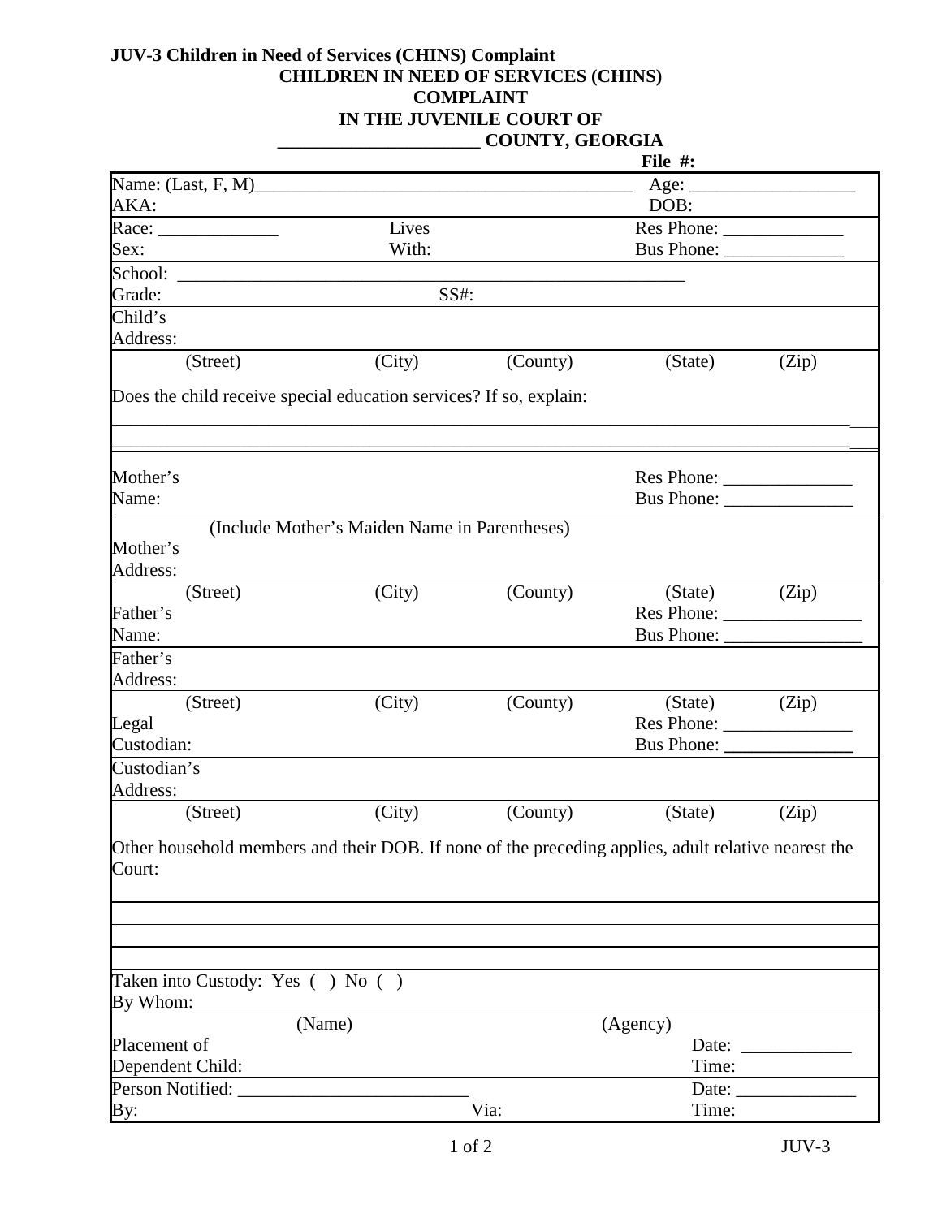**JUV-3 Children in Need of Services (CHINS) Complaint**

# CHILDREN IN NEED OF SERVICES (CHINS) COMPLAINT

## IN THE JUVENILE COURT OF

## _____________________ COUNTY, GEORGIA

**File #:**

| | | |
|---|---|---|
| Name: (Last, F, M)__________________________________________ | | Age: __________________ |
| AKA: | | DOB: |
| Race: _____________ | Lives | Res Phone: _____________ |
| Sex: | With: | Bus Phone: _____________ |
| School: _________________________________________________________ | | |
| Grade: | SS#: | |
| Child's Address: | | |
| (Street) (City) (County) (State) (Zip) | | |

Does the child receive special education services? If so, explain:

_____________________________________________________________________________________

_____________________________________________________________________________________

| | |
|---|---|
| Mother's Name: | Res Phone: ______________ <br> Bus Phone: ______________ |
| (Include Mother's Maiden Name in Parentheses) | |
| Mother's Address: | |
| (Street) (City) (County) (State) (Zip) | |
| Father's Name: | Res Phone: _______________ <br> Bus Phone: _______________ |
| Father's Address: | |
| (Street) (City) (County) (State) (Zip) | |
| Legal Custodian: | Res Phone: ______________ <br> Bus Phone: ______________ |
| Custodian's Address: | |
| (Street) (City) (County) (State) (Zip) | |

Other household members and their DOB. If none of the preceding applies, adult relative nearest the Court:

_____________________________________________________________________________________

_____________________________________________________________________________________

_____________________________________________________________________________________

| | | |
|---|---|---|
| Taken into Custody: Yes ( ) No ( ) | | |
| By Whom: | | |
| (Name) | (Agency) | |
| Placement of Dependent Child: | | Date: ____________ <br> Time: |
| Person Notified: ________________________ | | Date: _____________ |
| By: | Via: | Time: |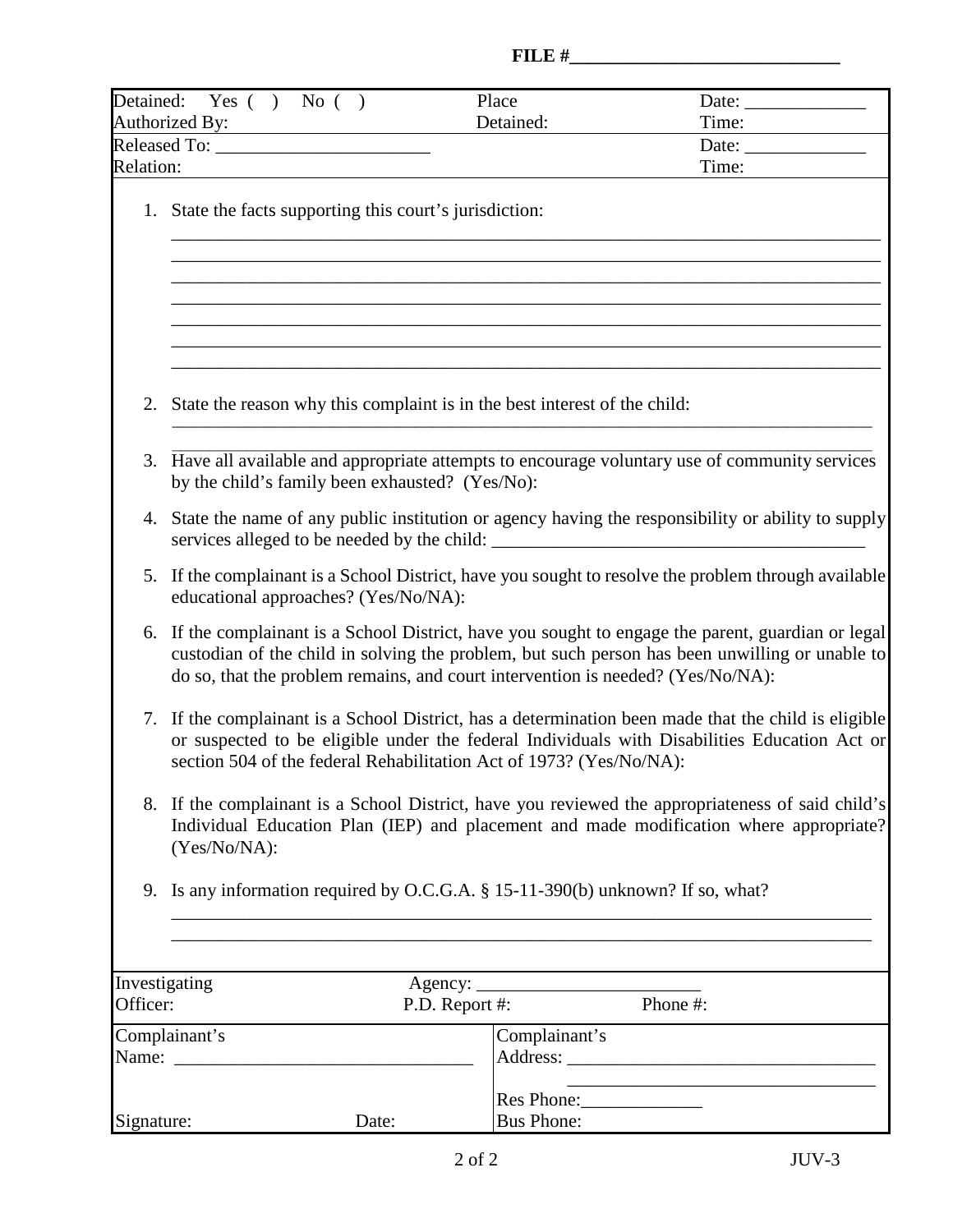**FILE #______________________________**

| | | |
|---|---|---|
| Detained: Yes ( ) No ( )<br>Authorized By: | Place<br>Detained: | Date: _____________<br>Time: |
| Released To: _______________________<br>Relation: | | Date: _____________<br>Time: |

1. State the facts supporting this court's jurisdiction:

   ______________________________________________________________________________
   ______________________________________________________________________________
   ______________________________________________________________________________
   ______________________________________________________________________________
   ______________________________________________________________________________
   ______________________________________________________________________________
   ______________________________________________________________________________

2. State the reason why this complaint is in the best interest of the child:

   ______________________________________________________________________________
   ______________________________________________________________________________

3. Have all available and appropriate attempts to encourage voluntary use of community services by the child's family been exhausted? (Yes/No):

4. State the name of any public institution or agency having the responsibility or ability to supply services alleged to be needed by the child: ________________________________________

5. If the complainant is a School District, have you sought to resolve the problem through available educational approaches? (Yes/No/NA):

6. If the complainant is a School District, have you sought to engage the parent, guardian or legal custodian of the child in solving the problem, but such person has been unwilling or unable to do so, that the problem remains, and court intervention is needed? (Yes/No/NA):

7. If the complainant is a School District, has a determination been made that the child is eligible or suspected to be eligible under the federal Individuals with Disabilities Education Act or section 504 of the federal Rehabilitation Act of 1973? (Yes/No/NA):

8. If the complainant is a School District, have you reviewed the appropriateness of said child's Individual Education Plan (IEP) and placement and made modification where appropriate? (Yes/No/NA):

9. Is any information required by O.C.G.A. § 15-11-390(b) unknown? If so, what?

   ______________________________________________________________________________
   ______________________________________________________________________________

| | | |
|---|---|---|
| Investigating<br>Officer: | Agency: ________________________<br>P.D. Report #: | Phone #: |

| | |
|---|---|
| Complainant's<br>Name: ________________________________ | Complainant's<br>Address: _________________________________<br>_________________________________ |
| Signature: Date: | Res Phone:_____________<br>Bus Phone: |

JUV-3